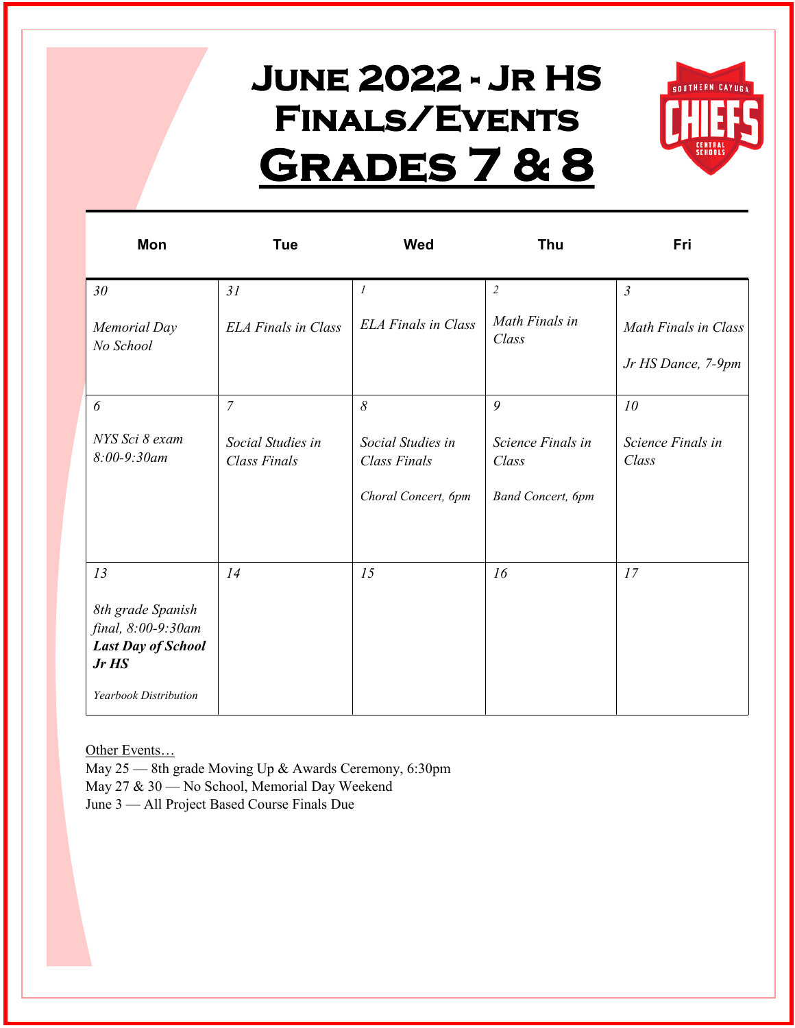# June 2022 - Jr HS Finals/Events

# Grades 7 & 8

| Mon | Tue | Wed | Thu | Fri |
|---|---|---|---|---|
| *30*<br><br>*Memorial Day No School* | *31*<br><br>*ELA Finals in Class* | *1*<br><br>*ELA Finals in Class* | *2*<br><br>*Math Finals in Class* | *3*<br><br>*Math Finals in Class*<br><br>*Jr HS Dance, 7-9pm* |
| *6*<br><br>*NYS Sci 8 exam 8:00-9:30am* | *7*<br><br>*Social Studies in Class Finals* | *8*<br><br>*Social Studies in Class Finals*<br><br>*Choral Concert, 6pm* | *9*<br><br>*Science Finals in Class*<br><br>*Band Concert, 6pm* | *10*<br><br>*Science Finals in Class* |
| *13*<br><br>*8th grade Spanish final, 8:00-9:30am*<br>***Last Day of School Jr HS***<br><br>*Yearbook Distribution* | *14* | *15* | *16* | *17* |

Other Events…

May 25 — 8th grade Moving Up & Awards Ceremony, 6:30pm
May 27 & 30 — No School, Memorial Day Weekend
June 3 — All Project Based Course Finals Due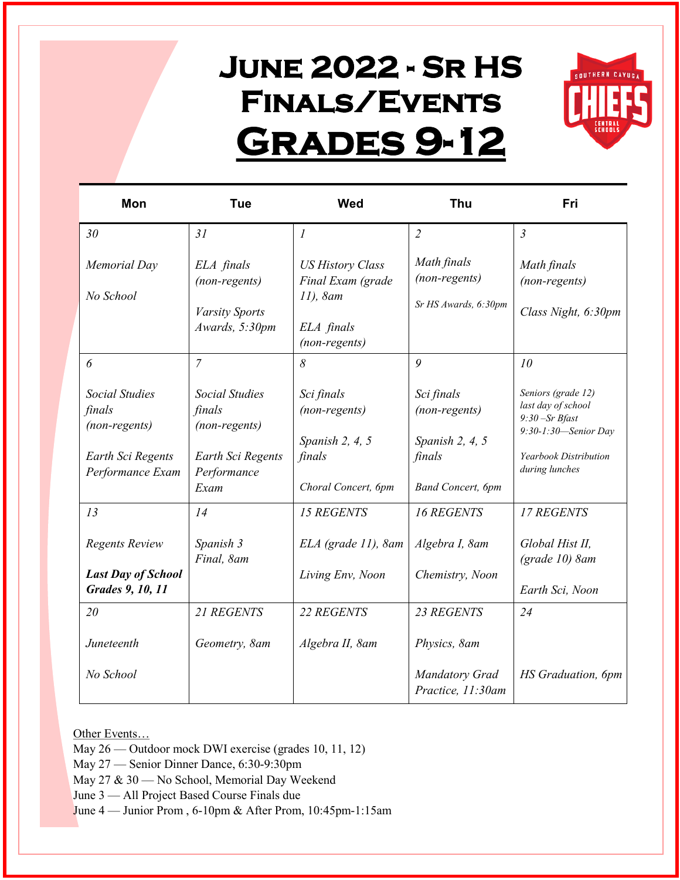# June 2022 - Sr HS Finals/Events

# Grades 9-12

| Mon | Tue | Wed | Thu | Fri |
|---|---|---|---|---|
| *30*<br><br>*Memorial Day*<br><br>*No School* | *31*<br><br>*ELA finals (non-regents)*<br><br>*Varsity Sports Awards, 5:30pm* | *1*<br><br>*US History Class Final Exam (grade 11), 8am*<br><br>*ELA finals (non-regents)* | *2*<br><br>*Math finals (non-regents)*<br><br>*Sr HS Awards, 6:30pm* | *3*<br><br>*Math finals (non-regents)*<br><br>*Class Night, 6:30pm* |
| *6*<br><br>*Social Studies finals (non-regents)*<br><br>*Earth Sci Regents Performance Exam* | *7*<br><br>*Social Studies finals (non-regents)*<br><br>*Earth Sci Regents Performance Exam* | *8*<br><br>*Sci finals (non-regents)*<br><br>*Spanish 2, 4, 5 finals*<br><br>*Choral Concert, 6pm* | *9*<br><br>*Sci finals (non-regents)*<br><br>*Spanish 2, 4, 5 finals*<br><br>*Band Concert, 6pm* | *10*<br><br>*Seniors (grade 12) last day of school*<br>*9:30 –Sr Bfast*<br>*9:30-1:30—Senior Day*<br><br>*Yearbook Distribution during lunches* |
| *13*<br><br>*Regents Review*<br><br>***Last Day of School Grades 9, 10, 11*** | *14*<br><br>*Spanish 3 Final, 8am* | *15 REGENTS*<br><br>*ELA (grade 11), 8am*<br><br>*Living Env, Noon* | *16 REGENTS*<br><br>*Algebra I, 8am*<br><br>*Chemistry, Noon* | *17 REGENTS*<br><br>*Global Hist II, (grade 10) 8am*<br><br>*Earth Sci, Noon* |
| *20*<br><br>*Juneteenth*<br><br>*No School* | *21 REGENTS*<br><br>*Geometry, 8am* | *22 REGENTS*<br><br>*Algebra II, 8am* | *23 REGENTS*<br><br>*Physics, 8am*<br><br>*Mandatory Grad Practice, 11:30am* | *24*<br><br>*HS Graduation, 6pm* |

Other Events…

May 26 — Outdoor mock DWI exercise (grades 10, 11, 12)
May 27 — Senior Dinner Dance, 6:30-9:30pm
May 27 & 30 — No School, Memorial Day Weekend
June 3 — All Project Based Course Finals due
June 4 — Junior Prom , 6-10pm & After Prom, 10:45pm-1:15am